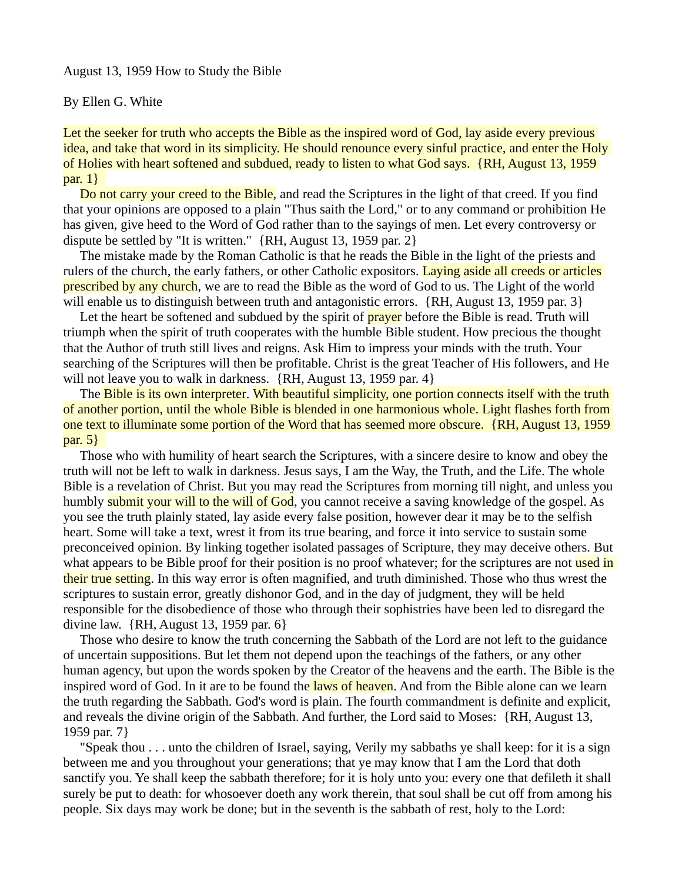August 13, 1959 How to Study the Bible

By Ellen G. White

Let the seeker for truth who accepts the Bible as the inspired word of God, lay aside every previous idea, and take that word in its simplicity. He should renounce every sinful practice, and enter the Holy of Holies with heart softened and subdued, ready to listen to what God says. {RH, August 13, 1959 par. 1}

Do not carry your creed to the Bible, and read the Scriptures in the light of that creed. If you find that your opinions are opposed to a plain "Thus saith the Lord," or to any command or prohibition He has given, give heed to the Word of God rather than to the sayings of men. Let every controversy or dispute be settled by "It is written." {RH, August 13, 1959 par. 2}

The mistake made by the Roman Catholic is that he reads the Bible in the light of the priests and rulers of the church, the early fathers, or other Catholic expositors. Laying aside all creeds or articles prescribed by any church, we are to read the Bible as the word of God to us. The Light of the world will enable us to distinguish between truth and antagonistic errors. {RH, August 13, 1959 par. 3}

Let the heart be softened and subdued by the spirit of prayer before the Bible is read. Truth will triumph when the spirit of truth cooperates with the humble Bible student. How precious the thought that the Author of truth still lives and reigns. Ask Him to impress your minds with the truth. Your searching of the Scriptures will then be profitable. Christ is the great Teacher of His followers, and He will not leave you to walk in darkness. {RH, August 13, 1959 par. 4}

The Bible is its own interpreter. With beautiful simplicity, one portion connects itself with the truth of another portion, until the whole Bible is blended in one harmonious whole. Light flashes forth from one text to illuminate some portion of the Word that has seemed more obscure. {RH, August 13, 1959 par. 5}

Those who with humility of heart search the Scriptures, with a sincere desire to know and obey the truth will not be left to walk in darkness. Jesus says, I am the Way, the Truth, and the Life. The whole Bible is a revelation of Christ. But you may read the Scriptures from morning till night, and unless you humbly submit your will to the will of God, you cannot receive a saving knowledge of the gospel. As you see the truth plainly stated, lay aside every false position, however dear it may be to the selfish heart. Some will take a text, wrest it from its true bearing, and force it into service to sustain some preconceived opinion. By linking together isolated passages of Scripture, they may deceive others. But what appears to be Bible proof for their position is no proof whatever; for the scriptures are not used in their true setting. In this way error is often magnified, and truth diminished. Those who thus wrest the scriptures to sustain error, greatly dishonor God, and in the day of judgment, they will be held responsible for the disobedience of those who through their sophistries have been led to disregard the divine law. {RH, August 13, 1959 par. 6}

Those who desire to know the truth concerning the Sabbath of the Lord are not left to the guidance of uncertain suppositions. But let them not depend upon the teachings of the fathers, or any other human agency, but upon the words spoken by the Creator of the heavens and the earth. The Bible is the inspired word of God. In it are to be found the laws of heaven. And from the Bible alone can we learn the truth regarding the Sabbath. God's word is plain. The fourth commandment is definite and explicit, and reveals the divine origin of the Sabbath. And further, the Lord said to Moses: {RH, August 13, 1959 par. 7}

"Speak thou . . . unto the children of Israel, saying, Verily my sabbaths ye shall keep: for it is a sign between me and you throughout your generations; that ye may know that I am the Lord that doth sanctify you. Ye shall keep the sabbath therefore; for it is holy unto you: every one that defileth it shall surely be put to death: for whosoever doeth any work therein, that soul shall be cut off from among his people. Six days may work be done; but in the seventh is the sabbath of rest, holy to the Lord: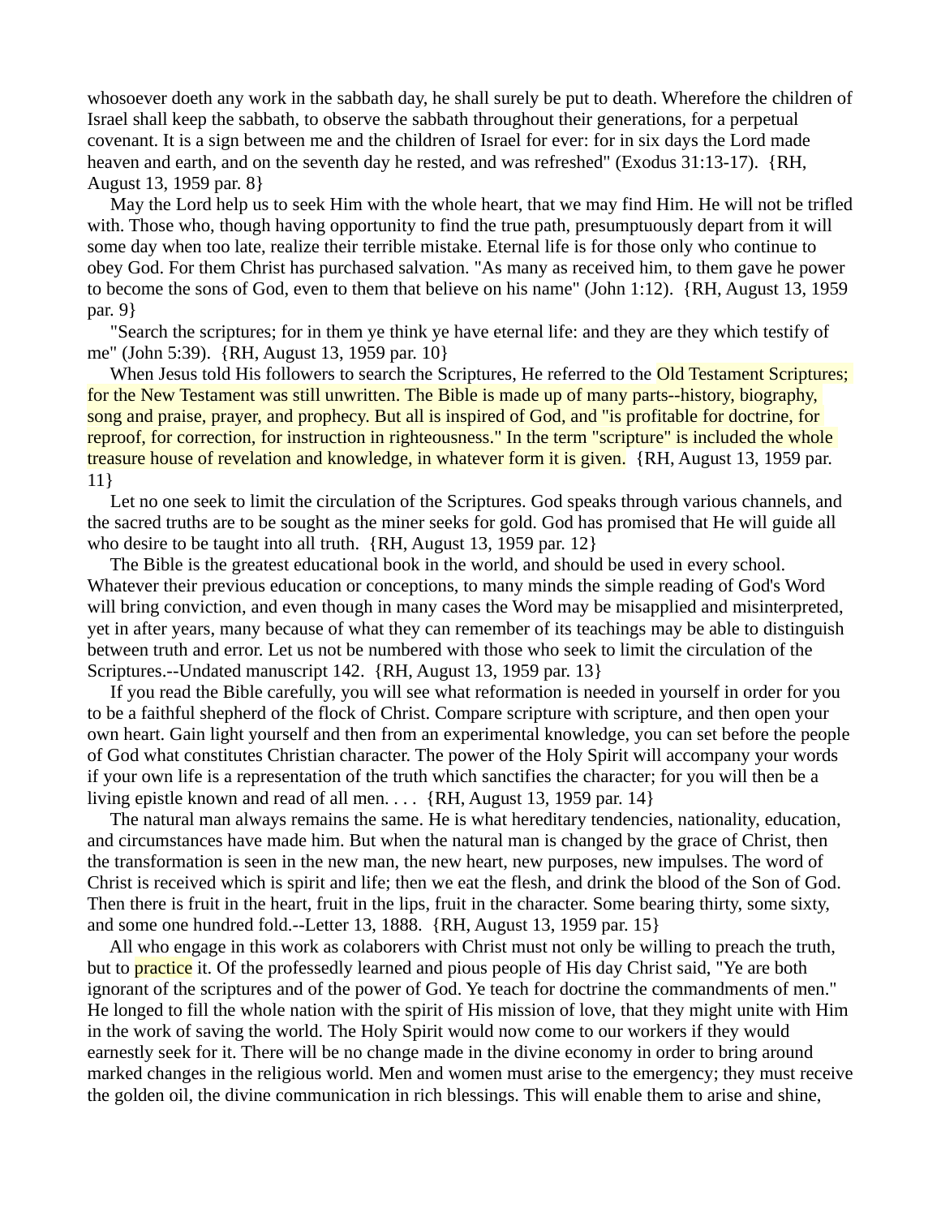whosoever doeth any work in the sabbath day, he shall surely be put to death. Wherefore the children of Israel shall keep the sabbath, to observe the sabbath throughout their generations, for a perpetual covenant. It is a sign between me and the children of Israel for ever: for in six days the Lord made heaven and earth, and on the seventh day he rested, and was refreshed" (Exodus 31:13-17). {RH, August 13, 1959 par. 8}

May the Lord help us to seek Him with the whole heart, that we may find Him. He will not be trifled with. Those who, though having opportunity to find the true path, presumptuously depart from it will some day when too late, realize their terrible mistake. Eternal life is for those only who continue to obey God. For them Christ has purchased salvation. "As many as received him, to them gave he power to become the sons of God, even to them that believe on his name" (John 1:12). {RH, August 13, 1959 par. 9}

"Search the scriptures; for in them ye think ye have eternal life: and they are they which testify of me" (John 5:39). {RH, August 13, 1959 par. 10}

When Jesus told His followers to search the Scriptures, He referred to the Old Testament Scriptures; for the New Testament was still unwritten. The Bible is made up of many parts--history, biography, song and praise, prayer, and prophecy. But all is inspired of God, and "is profitable for doctrine, for reproof, for correction, for instruction in righteousness." In the term "scripture" is included the whole treasure house of revelation and knowledge, in whatever form it is given. {RH, August 13, 1959 par. 11}

Let no one seek to limit the circulation of the Scriptures. God speaks through various channels, and the sacred truths are to be sought as the miner seeks for gold. God has promised that He will guide all who desire to be taught into all truth. {RH, August 13, 1959 par. 12}

The Bible is the greatest educational book in the world, and should be used in every school. Whatever their previous education or conceptions, to many minds the simple reading of God's Word will bring conviction, and even though in many cases the Word may be misapplied and misinterpreted, yet in after years, many because of what they can remember of its teachings may be able to distinguish between truth and error. Let us not be numbered with those who seek to limit the circulation of the Scriptures.--Undated manuscript 142. {RH, August 13, 1959 par. 13}

If you read the Bible carefully, you will see what reformation is needed in yourself in order for you to be a faithful shepherd of the flock of Christ. Compare scripture with scripture, and then open your own heart. Gain light yourself and then from an experimental knowledge, you can set before the people of God what constitutes Christian character. The power of the Holy Spirit will accompany your words if your own life is a representation of the truth which sanctifies the character; for you will then be a living epistle known and read of all men. . . . {RH, August 13, 1959 par. 14}

The natural man always remains the same. He is what hereditary tendencies, nationality, education, and circumstances have made him. But when the natural man is changed by the grace of Christ, then the transformation is seen in the new man, the new heart, new purposes, new impulses. The word of Christ is received which is spirit and life; then we eat the flesh, and drink the blood of the Son of God. Then there is fruit in the heart, fruit in the lips, fruit in the character. Some bearing thirty, some sixty, and some one hundred fold.--Letter 13, 1888. {RH, August 13, 1959 par. 15}

All who engage in this work as colaborers with Christ must not only be willing to preach the truth, but to practice it. Of the professedly learned and pious people of His day Christ said, "Ye are both ignorant of the scriptures and of the power of God. Ye teach for doctrine the commandments of men." He longed to fill the whole nation with the spirit of His mission of love, that they might unite with Him in the work of saving the world. The Holy Spirit would now come to our workers if they would earnestly seek for it. There will be no change made in the divine economy in order to bring around marked changes in the religious world. Men and women must arise to the emergency; they must receive the golden oil, the divine communication in rich blessings. This will enable them to arise and shine,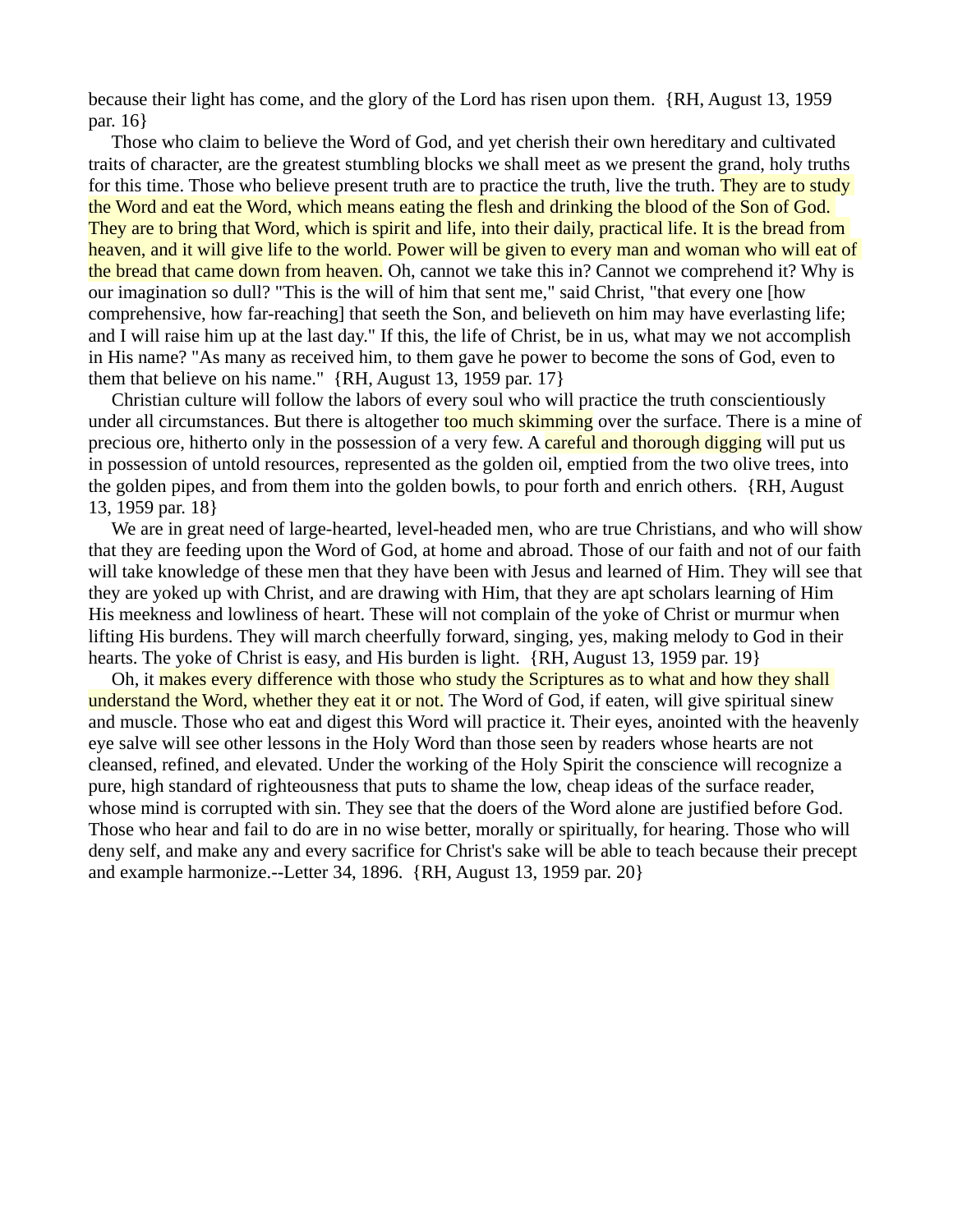because their light has come, and the glory of the Lord has risen upon them. {RH, August 13, 1959 par. 16}

Those who claim to believe the Word of God, and yet cherish their own hereditary and cultivated traits of character, are the greatest stumbling blocks we shall meet as we present the grand, holy truths for this time. Those who believe present truth are to practice the truth, live the truth. They are to study the Word and eat the Word, which means eating the flesh and drinking the blood of the Son of God. They are to bring that Word, which is spirit and life, into their daily, practical life. It is the bread from heaven, and it will give life to the world. Power will be given to every man and woman who will eat of the bread that came down from heaven. Oh, cannot we take this in? Cannot we comprehend it? Why is our imagination so dull? "This is the will of him that sent me," said Christ, "that every one [how comprehensive, how far-reaching] that seeth the Son, and believeth on him may have everlasting life; and I will raise him up at the last day." If this, the life of Christ, be in us, what may we not accomplish in His name? "As many as received him, to them gave he power to become the sons of God, even to them that believe on his name." {RH, August 13, 1959 par. 17}

Christian culture will follow the labors of every soul who will practice the truth conscientiously under all circumstances. But there is altogether too much skimming over the surface. There is a mine of precious ore, hitherto only in the possession of a very few. A careful and thorough digging will put us in possession of untold resources, represented as the golden oil, emptied from the two olive trees, into the golden pipes, and from them into the golden bowls, to pour forth and enrich others. {RH, August 13, 1959 par. 18}

We are in great need of large-hearted, level-headed men, who are true Christians, and who will show that they are feeding upon the Word of God, at home and abroad. Those of our faith and not of our faith will take knowledge of these men that they have been with Jesus and learned of Him. They will see that they are yoked up with Christ, and are drawing with Him, that they are apt scholars learning of Him His meekness and lowliness of heart. These will not complain of the yoke of Christ or murmur when lifting His burdens. They will march cheerfully forward, singing, yes, making melody to God in their hearts. The yoke of Christ is easy, and His burden is light. {RH, August 13, 1959 par. 19}

Oh, it makes every difference with those who study the Scriptures as to what and how they shall understand the Word, whether they eat it or not. The Word of God, if eaten, will give spiritual sinew and muscle. Those who eat and digest this Word will practice it. Their eyes, anointed with the heavenly eye salve will see other lessons in the Holy Word than those seen by readers whose hearts are not cleansed, refined, and elevated. Under the working of the Holy Spirit the conscience will recognize a pure, high standard of righteousness that puts to shame the low, cheap ideas of the surface reader, whose mind is corrupted with sin. They see that the doers of the Word alone are justified before God. Those who hear and fail to do are in no wise better, morally or spiritually, for hearing. Those who will deny self, and make any and every sacrifice for Christ's sake will be able to teach because their precept and example harmonize.--Letter 34, 1896. {RH, August 13, 1959 par. 20}